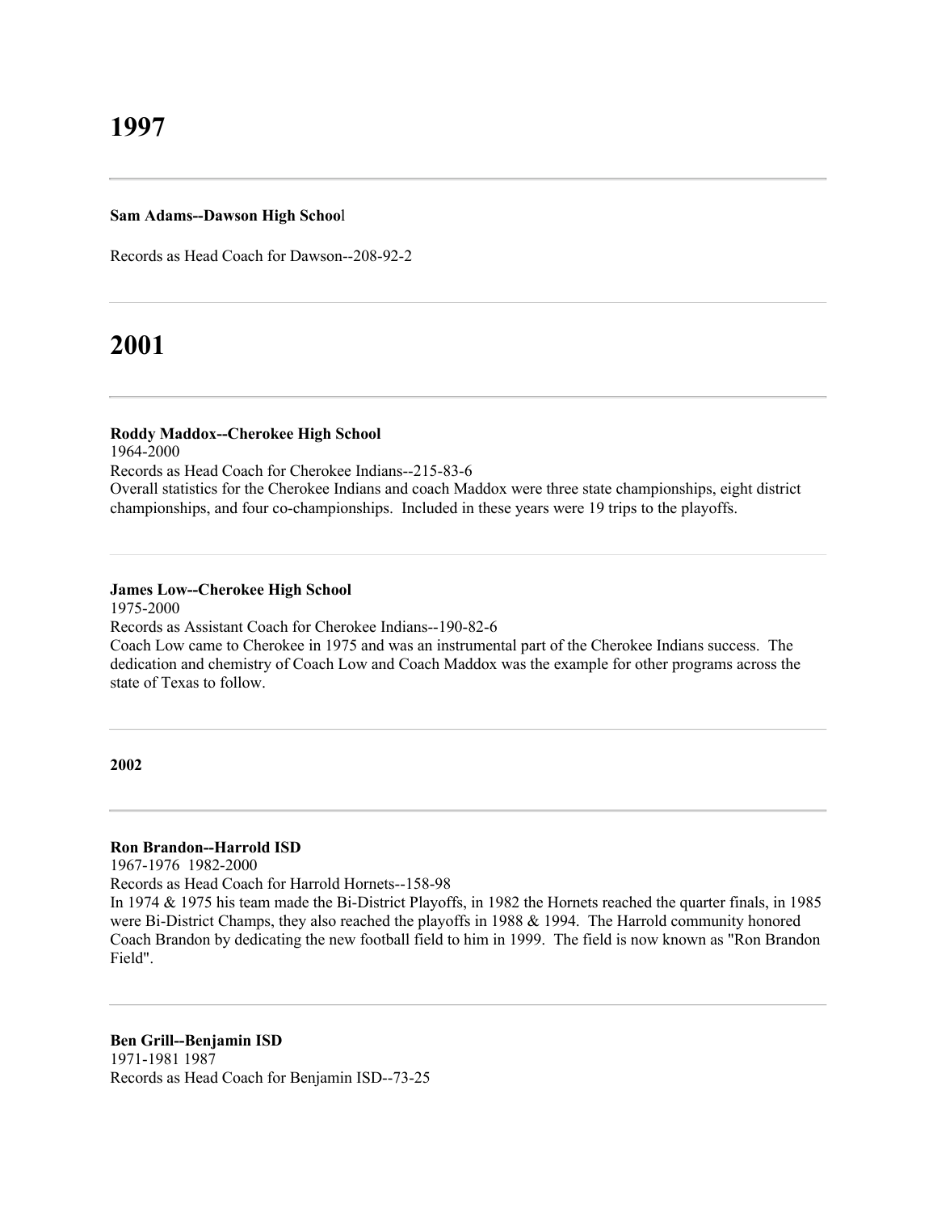# 1997

---

**Sam Adams--Dawson High School**

Records as Head Coach for Dawson--208-92-2

---

# 2001

---

**Roddy Maddox--Cherokee High School**
1964-2000
Records as Head Coach for Cherokee Indians--215-83-6
Overall statistics for the Cherokee Indians and coach Maddox were three state championships, eight district championships, and four co-championships. Included in these years were 19 trips to the playoffs.

---

**James Low--Cherokee High School**
1975-2000
Records as Assistant Coach for Cherokee Indians--190-82-6
Coach Low came to Cherokee in 1975 and was an instrumental part of the Cherokee Indians success. The dedication and chemistry of Coach Low and Coach Maddox was the example for other programs across the state of Texas to follow.

---

**2002**

---

**Ron Brandon--Harrold ISD**
1967-1976 1982-2000
Records as Head Coach for Harrold Hornets--158-98
In 1974 & 1975 his team made the Bi-District Playoffs, in 1982 the Hornets reached the quarter finals, in 1985 were Bi-District Champs, they also reached the playoffs in 1988 & 1994. The Harrold community honored Coach Brandon by dedicating the new football field to him in 1999. The field is now known as "Ron Brandon Field".

---

**Ben Grill--Benjamin ISD**
1971-1981 1987
Records as Head Coach for Benjamin ISD--73-25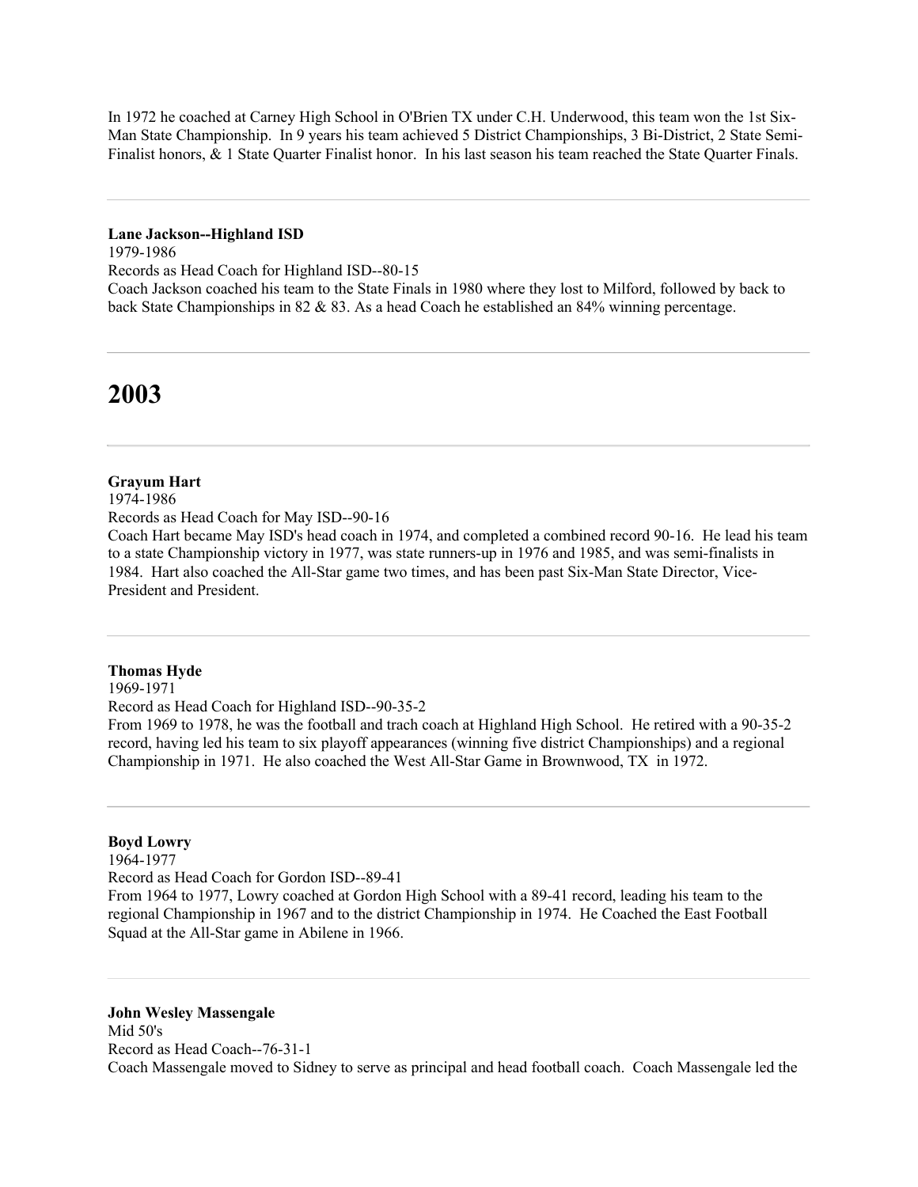In 1972 he coached at Carney High School in O'Brien TX under C.H. Underwood, this team won the 1st Six-Man State Championship. In 9 years his team achieved 5 District Championships, 3 Bi-District, 2 State Semi-Finalist honors, & 1 State Quarter Finalist honor. In his last season his team reached the State Quarter Finals.

---

**Lane Jackson--Highland ISD**
1979-1986
Records as Head Coach for Highland ISD--80-15
Coach Jackson coached his team to the State Finals in 1980 where they lost to Milford, followed by back to back State Championships in 82 & 83. As a head Coach he established an 84% winning percentage.

---

# 2003

---

**Grayum Hart**
1974-1986
Records as Head Coach for May ISD--90-16
Coach Hart became May ISD's head coach in 1974, and completed a combined record 90-16. He lead his team to a state Championship victory in 1977, was state runners-up in 1976 and 1985, and was semi-finalists in 1984. Hart also coached the All-Star game two times, and has been past Six-Man State Director, Vice-President and President.

---

**Thomas Hyde**
1969-1971
Record as Head Coach for Highland ISD--90-35-2
From 1969 to 1978, he was the football and trach coach at Highland High School. He retired with a 90-35-2 record, having led his team to six playoff appearances (winning five district Championships) and a regional Championship in 1971. He also coached the West All-Star Game in Brownwood, TX in 1972.

---

**Boyd Lowry**
1964-1977
Record as Head Coach for Gordon ISD--89-41
From 1964 to 1977, Lowry coached at Gordon High School with a 89-41 record, leading his team to the regional Championship in 1967 and to the district Championship in 1974. He Coached the East Football Squad at the All-Star game in Abilene in 1966.

---

**John Wesley Massengale**
Mid 50's
Record as Head Coach--76-31-1
Coach Massengale moved to Sidney to serve as principal and head football coach. Coach Massengale led the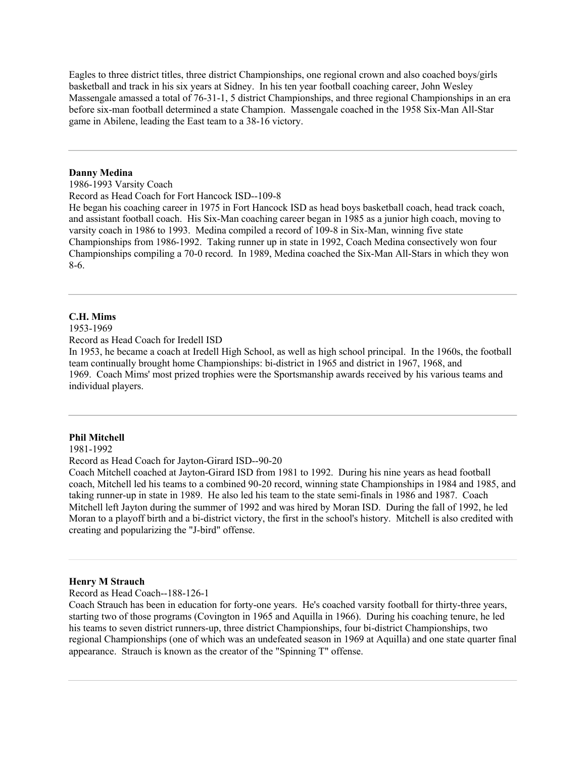Eagles to three district titles, three district Championships, one regional crown and also coached boys/girls basketball and track in his six years at Sidney. In his ten year football coaching career, John Wesley Massengale amassed a total of 76-31-1, 5 district Championships, and three regional Championships in an era before six-man football determined a state Champion. Massengale coached in the 1958 Six-Man All-Star game in Abilene, leading the East team to a 38-16 victory.

---

**Danny Medina**

1986-1993 Varsity Coach

Record as Head Coach for Fort Hancock ISD--109-8

He began his coaching career in 1975 in Fort Hancock ISD as head boys basketball coach, head track coach, and assistant football coach. His Six-Man coaching career began in 1985 as a junior high coach, moving to varsity coach in 1986 to 1993. Medina compiled a record of 109-8 in Six-Man, winning five state Championships from 1986-1992. Taking runner up in state in 1992, Coach Medina consectively won four Championships compiling a 70-0 record. In 1989, Medina coached the Six-Man All-Stars in which they won 8-6.

---

**C.H. Mims**

1953-1969

Record as Head Coach for Iredell ISD

In 1953, he became a coach at Iredell High School, as well as high school principal. In the 1960s, the football team continually brought home Championships: bi-district in 1965 and district in 1967, 1968, and 1969. Coach Mims' most prized trophies were the Sportsmanship awards received by his various teams and individual players.

---

**Phil Mitchell**

1981-1992

Record as Head Coach for Jayton-Girard ISD--90-20

Coach Mitchell coached at Jayton-Girard ISD from 1981 to 1992. During his nine years as head football coach, Mitchell led his teams to a combined 90-20 record, winning state Championships in 1984 and 1985, and taking runner-up in state in 1989. He also led his team to the state semi-finals in 1986 and 1987. Coach Mitchell left Jayton during the summer of 1992 and was hired by Moran ISD. During the fall of 1992, he led Moran to a playoff birth and a bi-district victory, the first in the school's history. Mitchell is also credited with creating and popularizing the "J-bird" offense.

---

**Henry M Strauch**

Record as Head Coach--188-126-1

Coach Strauch has been in education for forty-one years. He's coached varsity football for thirty-three years, starting two of those programs (Covington in 1965 and Aquilla in 1966). During his coaching tenure, he led his teams to seven district runners-up, three district Championships, four bi-district Championships, two regional Championships (one of which was an undefeated season in 1969 at Aquilla) and one state quarter final appearance. Strauch is known as the creator of the "Spinning T" offense.

---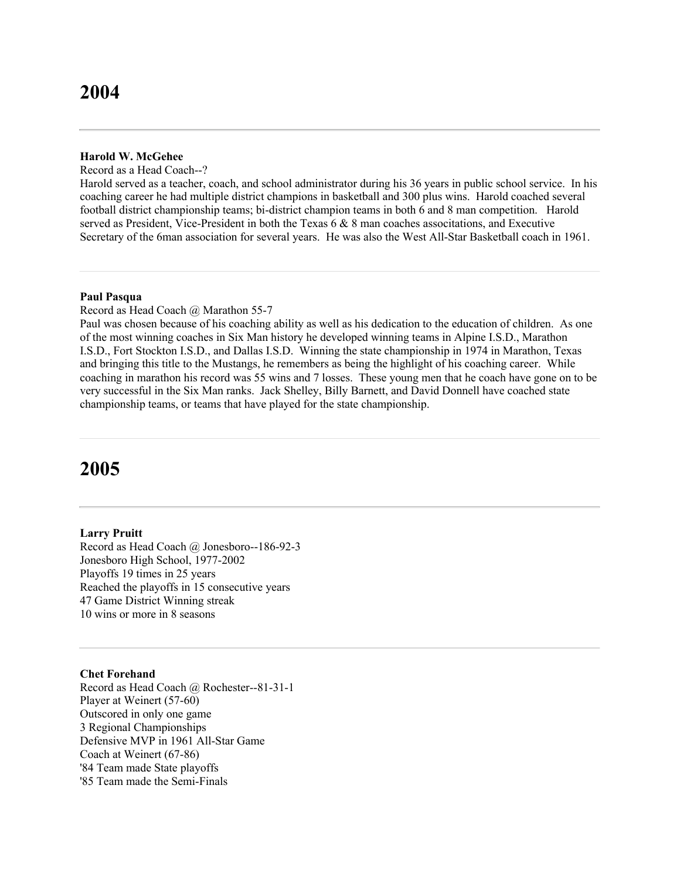# 2004

---

**Harold W. McGehee**

Record as a Head Coach--?

Harold served as a teacher, coach, and school administrator during his 36 years in public school service. In his coaching career he had multiple district champions in basketball and 300 plus wins. Harold coached several football district championship teams; bi-district champion teams in both 6 and 8 man competition. Harold served as President, Vice-President in both the Texas 6 & 8 man coaches associtations, and Executive Secretary of the 6man association for several years. He was also the West All-Star Basketball coach in 1961.

---

**Paul Pasqua**

Record as Head Coach @ Marathon 55-7

Paul was chosen because of his coaching ability as well as his dedication to the education of children. As one of the most winning coaches in Six Man history he developed winning teams in Alpine I.S.D., Marathon I.S.D., Fort Stockton I.S.D., and Dallas I.S.D. Winning the state championship in 1974 in Marathon, Texas and bringing this title to the Mustangs, he remembers as being the highlight of his coaching career. While coaching in marathon his record was 55 wins and 7 losses. These young men that he coach have gone on to be very successful in the Six Man ranks. Jack Shelley, Billy Barnett, and David Donnell have coached state championship teams, or teams that have played for the state championship.

---

# 2005

---

**Larry Pruitt**

Record as Head Coach @ Jonesboro--186-92-3
Jonesboro High School, 1977-2002
Playoffs 19 times in 25 years
Reached the playoffs in 15 consecutive years
47 Game District Winning streak
10 wins or more in 8 seasons

---

**Chet Forehand**

Record as Head Coach @ Rochester--81-31-1
Player at Weinert (57-60)
Outscored in only one game
3 Regional Championships
Defensive MVP in 1961 All-Star Game
Coach at Weinert (67-86)
'84 Team made State playoffs
'85 Team made the Semi-Finals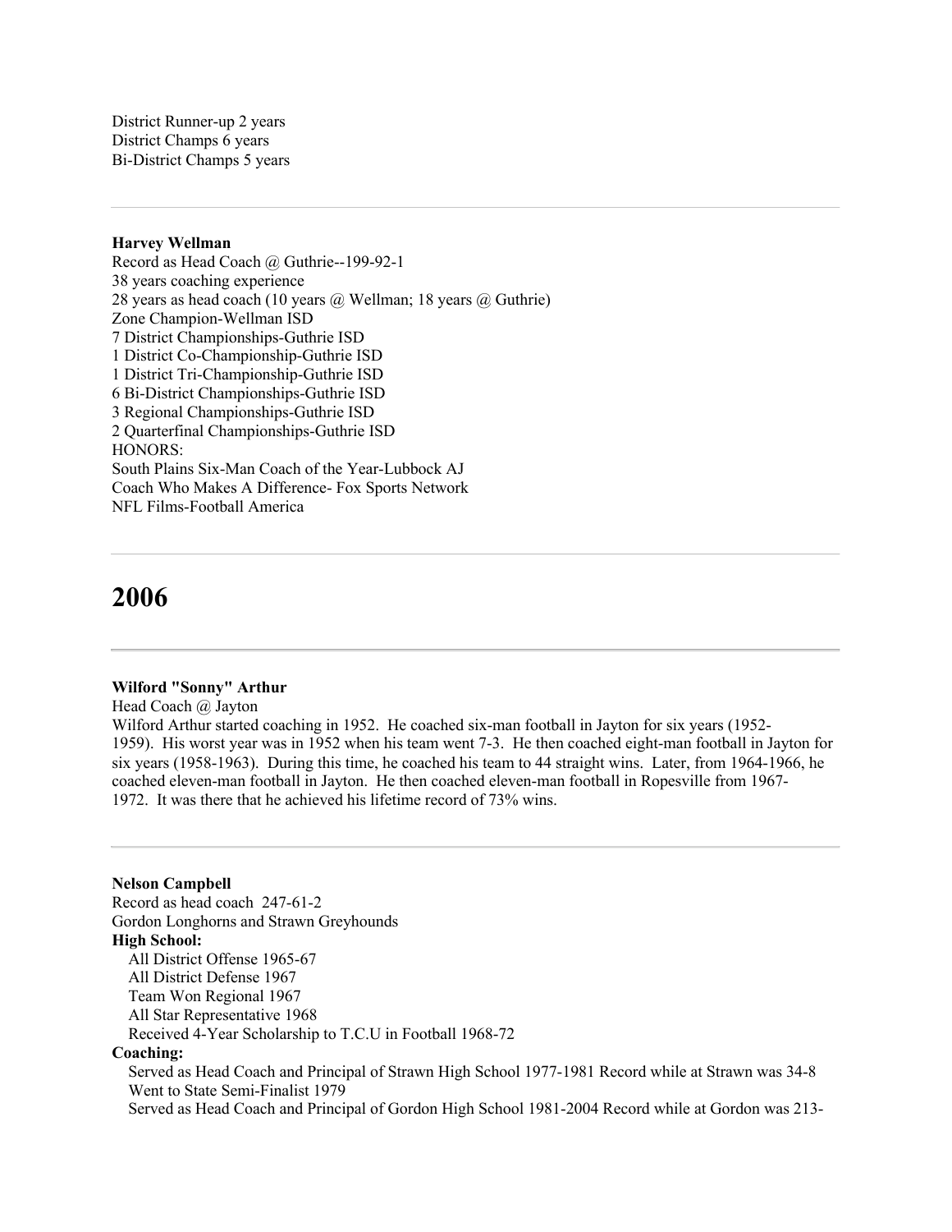District Runner-up 2 years
District Champs 6 years
Bi-District Champs 5 years

---

**Harvey Wellman**
Record as Head Coach @ Guthrie--199-92-1
38 years coaching experience
28 years as head coach (10 years @ Wellman; 18 years @ Guthrie)
Zone Champion-Wellman ISD
7 District Championships-Guthrie ISD
1 District Co-Championship-Guthrie ISD
1 District Tri-Championship-Guthrie ISD
6 Bi-District Championships-Guthrie ISD
3 Regional Championships-Guthrie ISD
2 Quarterfinal Championships-Guthrie ISD
HONORS:
South Plains Six-Man Coach of the Year-Lubbock AJ
Coach Who Makes A Difference- Fox Sports Network
NFL Films-Football America

---

# 2006

---

**Wilford "Sonny" Arthur**
Head Coach @ Jayton
Wilford Arthur started coaching in 1952. He coached six-man football in Jayton for six years (1952-1959). His worst year was in 1952 when his team went 7-3. He then coached eight-man football in Jayton for six years (1958-1963). During this time, he coached his team to 44 straight wins. Later, from 1964-1966, he coached eleven-man football in Jayton. He then coached eleven-man football in Ropesville from 1967-1972. It was there that he achieved his lifetime record of 73% wins.

---

**Nelson Campbell**
Record as head coach 247-61-2
Gordon Longhorns and Strawn Greyhounds
**High School:**
- All District Offense 1965-67
- All District Defense 1967
- Team Won Regional 1967
- All Star Representative 1968
- Received 4-Year Scholarship to T.C.U in Football 1968-72

**Coaching:**
- Served as Head Coach and Principal of Strawn High School 1977-1981 Record while at Strawn was 34-8
- Went to State Semi-Finalist 1979
- Served as Head Coach and Principal of Gordon High School 1981-2004 Record while at Gordon was 213-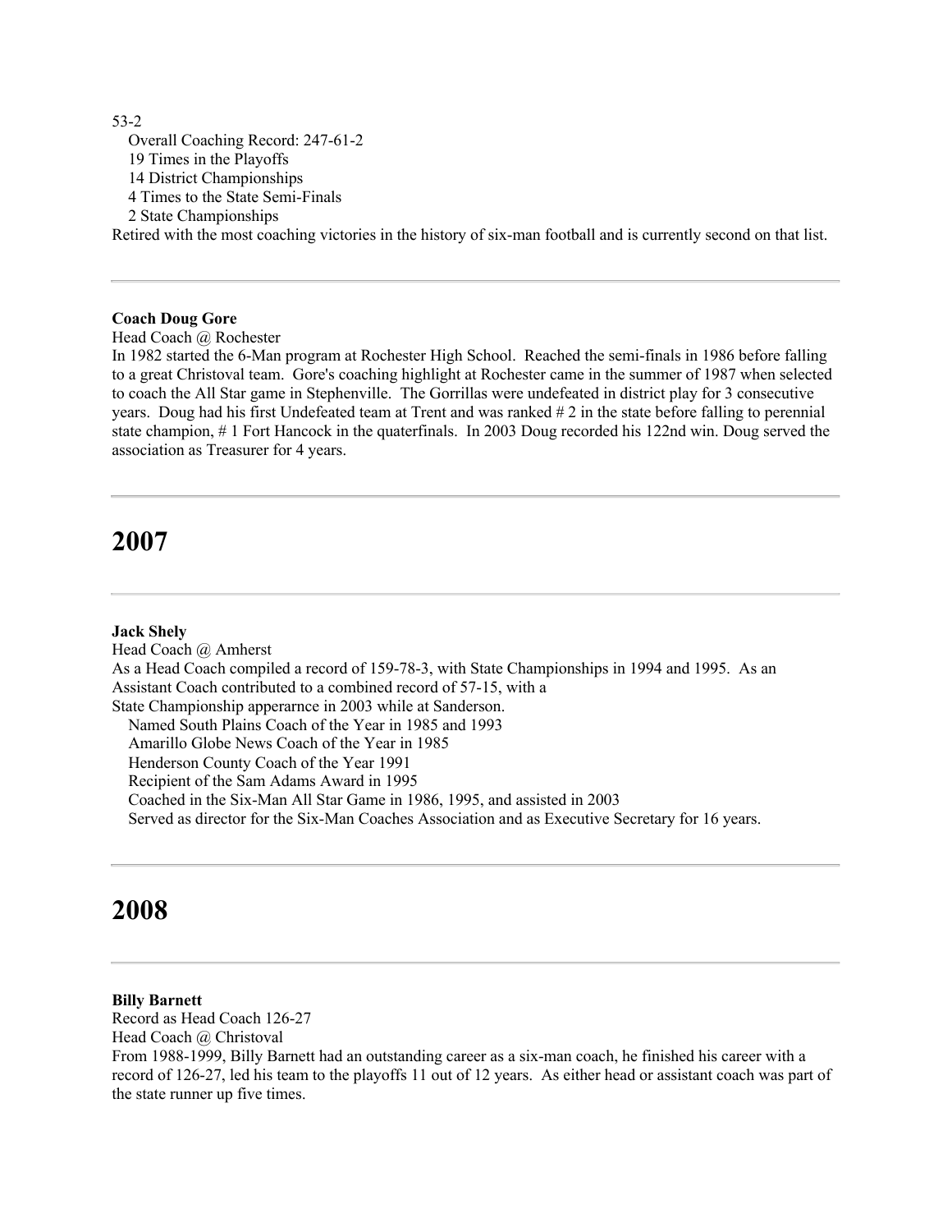53-2

- Overall Coaching Record: 247-61-2
- 19 Times in the Playoffs
- 14 District Championships
- 4 Times to the State Semi-Finals
- 2 State Championships

Retired with the most coaching victories in the history of six-man football and is currently second on that list.

---

**Coach Doug Gore**

Head Coach @ Rochester

In 1982 started the 6-Man program at Rochester High School. Reached the semi-finals in 1986 before falling to a great Christoval team. Gore's coaching highlight at Rochester came in the summer of 1987 when selected to coach the All Star game in Stephenville. The Gorrillas were undefeated in district play for 3 consecutive years. Doug had his first Undefeated team at Trent and was ranked # 2 in the state before falling to perennial state champion, # 1 Fort Hancock in the quaterfinals. In 2003 Doug recorded his 122nd win. Doug served the association as Treasurer for 4 years.

---

# 2007

---

**Jack Shely**

Head Coach @ Amherst

As a Head Coach compiled a record of 159-78-3, with State Championships in 1994 and 1995. As an Assistant Coach contributed to a combined record of 57-15, with a
State Championship apperarnce in 2003 while at Sanderson.

- Named South Plains Coach of the Year in 1985 and 1993
- Amarillo Globe News Coach of the Year in 1985
- Henderson County Coach of the Year 1991
- Recipient of the Sam Adams Award in 1995
- Coached in the Six-Man All Star Game in 1986, 1995, and assisted in 2003
- Served as director for the Six-Man Coaches Association and as Executive Secretary for 16 years.

---

# 2008

---

**Billy Barnett**

Record as Head Coach 126-27

Head Coach @ Christoval

From 1988-1999, Billy Barnett had an outstanding career as a six-man coach, he finished his career with a record of 126-27, led his team to the playoffs 11 out of 12 years. As either head or assistant coach was part of the state runner up five times.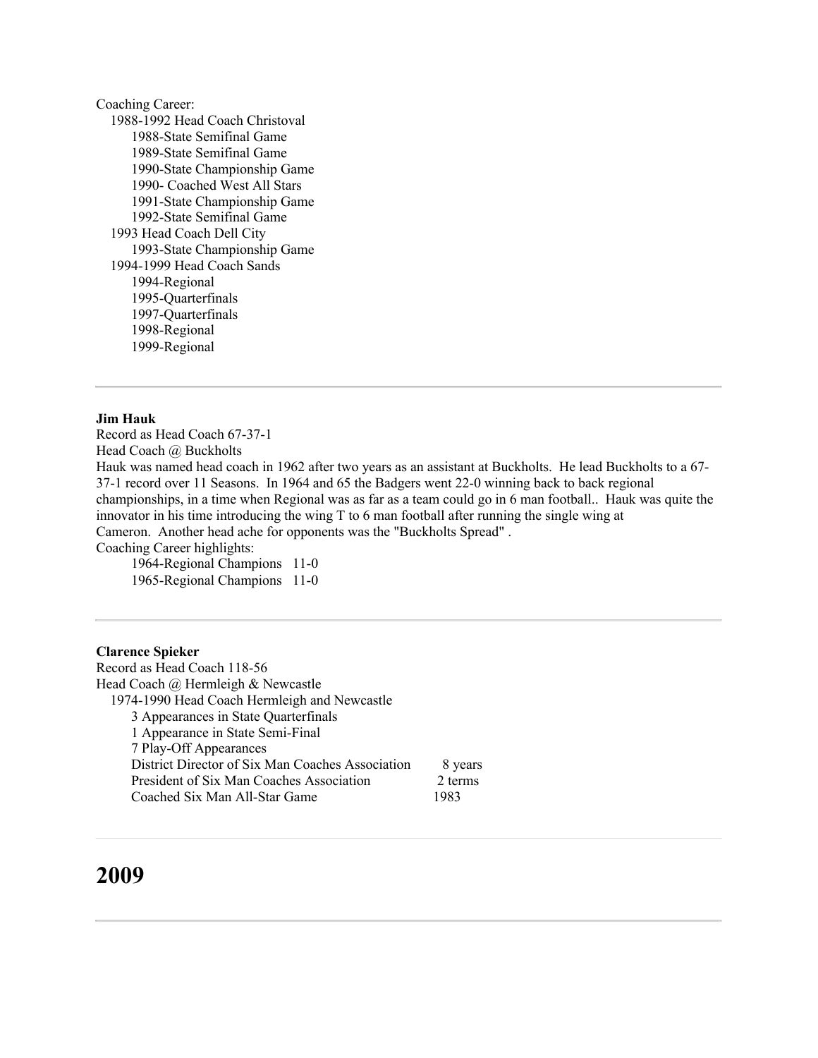Coaching Career:

- 1988-1992 Head Coach Christoval
  - 1988-State Semifinal Game
  - 1989-State Semifinal Game
  - 1990-State Championship Game
  - 1990- Coached West All Stars
  - 1991-State Championship Game
  - 1992-State Semifinal Game
- 1993 Head Coach Dell City
  - 1993-State Championship Game
- 1994-1999 Head Coach Sands
  - 1994-Regional
  - 1995-Quarterfinals
  - 1997-Quarterfinals
  - 1998-Regional
  - 1999-Regional

---

**Jim Hauk**

Record as Head Coach 67-37-1

Head Coach @ Buckholts

Hauk was named head coach in 1962 after two years as an assistant at Buckholts. He lead Buckholts to a 67-37-1 record over 11 Seasons. In 1964 and 65 the Badgers went 22-0 winning back to back regional championships, in a time when Regional was as far as a team could go in 6 man football.. Hauk was quite the innovator in his time introducing the wing T to 6 man football after running the single wing at Cameron. Another head ache for opponents was the "Buckholts Spread" .

Coaching Career highlights:

- 1964-Regional Champions 11-0
- 1965-Regional Champions 11-0

---

**Clarence Spieker**

Record as Head Coach 118-56

Head Coach @ Hermleigh & Newcastle

- 1974-1990 Head Coach Hermleigh and Newcastle
  - 3 Appearances in State Quarterfinals
  - 1 Appearance in State Semi-Final
  - 7 Play-Off Appearances
  - District Director of Six Man Coaches Association 8 years
  - President of Six Man Coaches Association 2 terms
  - Coached Six Man All-Star Game 1983

---

# 2009

---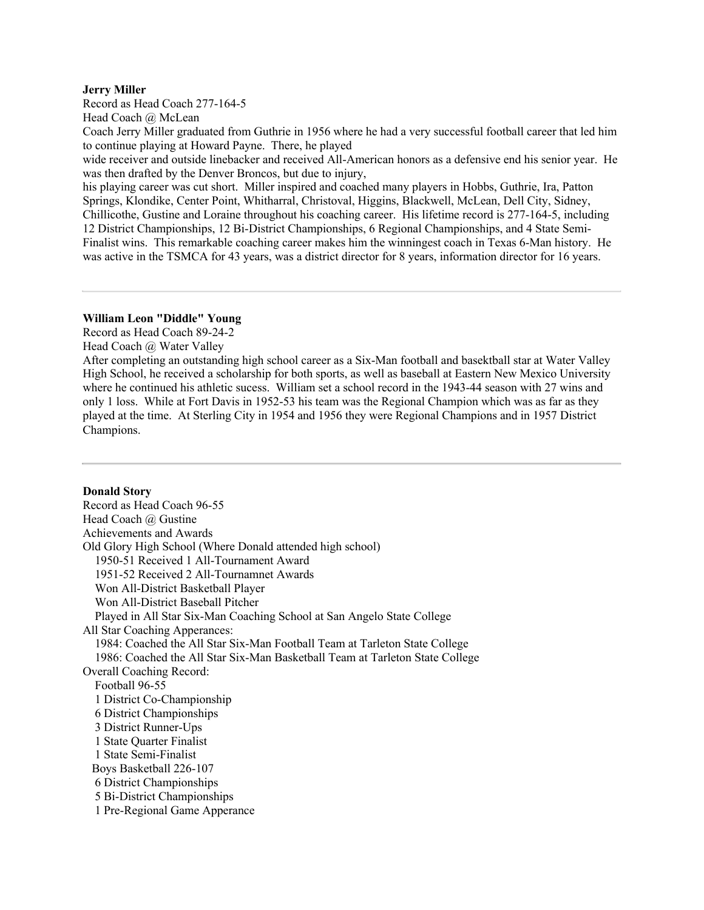**Jerry Miller**

Record as Head Coach 277-164-5

Head Coach @ McLean

Coach Jerry Miller graduated from Guthrie in 1956 where he had a very successful football career that led him to continue playing at Howard Payne. There, he played wide receiver and outside linebacker and received All-American honors as a defensive end his senior year. He was then drafted by the Denver Broncos, but due to injury, his playing career was cut short. Miller inspired and coached many players in Hobbs, Guthrie, Ira, Patton Springs, Klondike, Center Point, Whitharral, Christoval, Higgins, Blackwell, McLean, Dell City, Sidney, Chillicothe, Gustine and Loraine throughout his coaching career. His lifetime record is 277-164-5, including 12 District Championships, 12 Bi-District Championships, 6 Regional Championships, and 4 State Semi-Finalist wins. This remarkable coaching career makes him the winningest coach in Texas 6-Man history. He was active in the TSMCA for 43 years, was a district director for 8 years, information director for 16 years.

---

**William Leon "Diddle" Young**

Record as Head Coach 89-24-2

Head Coach @ Water Valley

After completing an outstanding high school career as a Six-Man football and basektball star at Water Valley High School, he received a scholarship for both sports, as well as baseball at Eastern New Mexico University where he continued his athletic sucess. William set a school record in the 1943-44 season with 27 wins and only 1 loss. While at Fort Davis in 1952-53 his team was the Regional Champion which was as far as they played at the time. At Sterling City in 1954 and 1956 they were Regional Champions and in 1957 District Champions.

---

**Donald Story**

Record as Head Coach 96-55

Head Coach @ Gustine

Achievements and Awards

Old Glory High School (Where Donald attended high school)

- 1950-51 Received 1 All-Tournament Award
- 1951-52 Received 2 All-Tournamnet Awards
- Won All-District Basketball Player
- Won All-District Baseball Pitcher
- Played in All Star Six-Man Coaching School at San Angelo State College

All Star Coaching Apperances:

- 1984: Coached the All Star Six-Man Football Team at Tarleton State College
- 1986: Coached the All Star Six-Man Basketball Team at Tarleton State College

Overall Coaching Record:

- Football 96-55
  - 1 District Co-Championship
  - 6 District Championships
  - 3 District Runner-Ups
  - 1 State Quarter Finalist
  - 1 State Semi-Finalist
- Boys Basketball 226-107
  - 6 District Championships
  - 5 Bi-District Championships
  - 1 Pre-Regional Game Apperance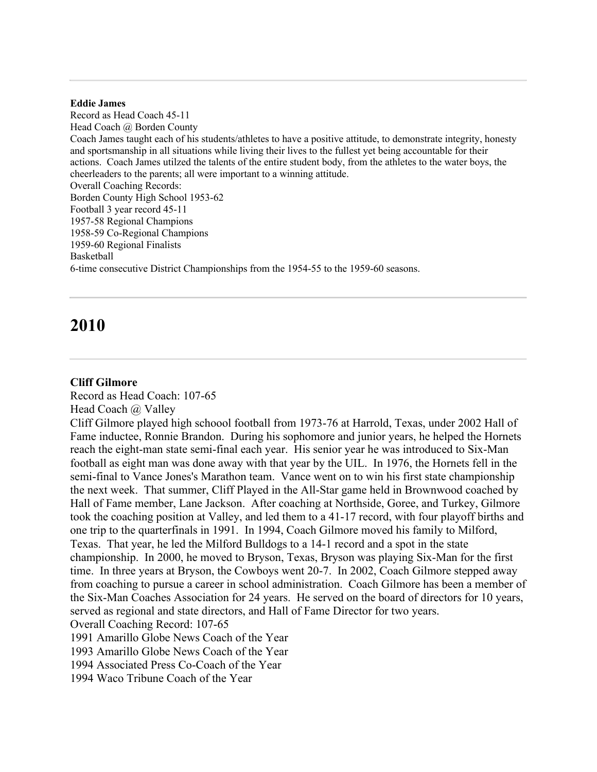---

**Eddie James**

Record as Head Coach 45-11

Head Coach @ Borden County

Coach James taught each of his students/athletes to have a positive attitude, to demonstrate integrity, honesty and sportsmanship in all situations while living their lives to the fullest yet being accountable for their actions. Coach James utilzed the talents of the entire student body, from the athletes to the water boys, the cheerleaders to the parents; all were important to a winning attitude.

Overall Coaching Records:

Borden County High School 1953-62

Football 3 year record 45-11

1957-58 Regional Champions

1958-59 Co-Regional Champions

1959-60 Regional Finalists

Basketball

6-time consecutive District Championships from the 1954-55 to the 1959-60 seasons.

---

# 2010

---

**Cliff Gilmore**

Record as Head Coach: 107-65

Head Coach @ Valley

Cliff Gilmore played high schoool football from 1973-76 at Harrold, Texas, under 2002 Hall of Fame inductee, Ronnie Brandon. During his sophomore and junior years, he helped the Hornets reach the eight-man state semi-final each year. His senior year he was introduced to Six-Man football as eight man was done away with that year by the UIL. In 1976, the Hornets fell in the semi-final to Vance Jones's Marathon team. Vance went on to win his first state championship the next week. That summer, Cliff Played in the All-Star game held in Brownwood coached by Hall of Fame member, Lane Jackson. After coaching at Northside, Goree, and Turkey, Gilmore took the coaching position at Valley, and led them to a 41-17 record, with four playoff births and one trip to the quarterfinals in 1991. In 1994, Coach Gilmore moved his family to Milford, Texas. That year, he led the Milford Bulldogs to a 14-1 record and a spot in the state championship. In 2000, he moved to Bryson, Texas, Bryson was playing Six-Man for the first time. In three years at Bryson, the Cowboys went 20-7. In 2002, Coach Gilmore stepped away from coaching to pursue a career in school administration. Coach Gilmore has been a member of the Six-Man Coaches Association for 24 years. He served on the board of directors for 10 years, served as regional and state directors, and Hall of Fame Director for two years.

Overall Coaching Record: 107-65

1991 Amarillo Globe News Coach of the Year

1993 Amarillo Globe News Coach of the Year

1994 Associated Press Co-Coach of the Year

1994 Waco Tribune Coach of the Year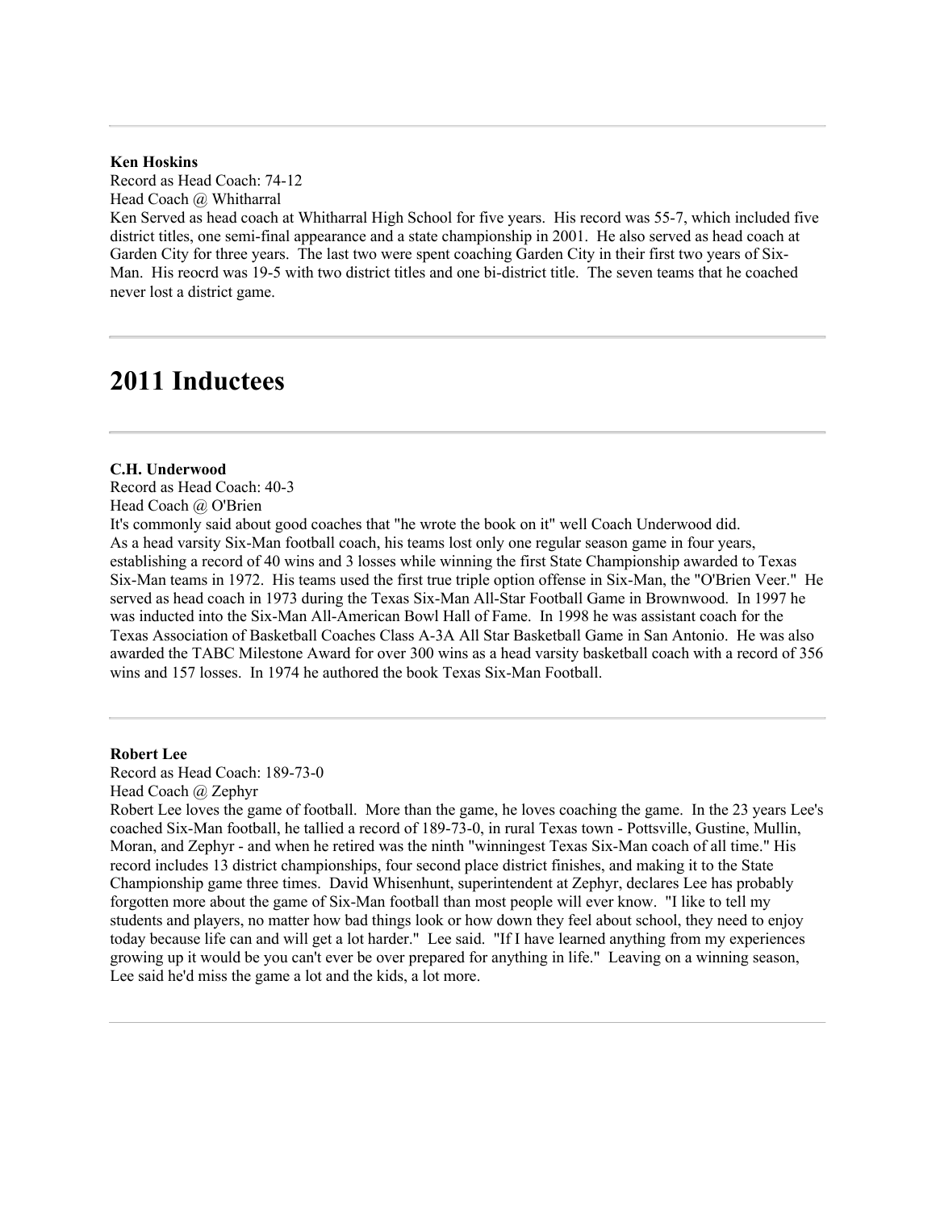---

**Ken Hoskins**
Record as Head Coach: 74-12
Head Coach @ Whitharral
Ken Served as head coach at Whitharral High School for five years. His record was 55-7, which included five district titles, one semi-final appearance and a state championship in 2001. He also served as head coach at Garden City for three years. The last two were spent coaching Garden City in their first two years of Six-Man. His reocrd was 19-5 with two district titles and one bi-district title. The seven teams that he coached never lost a district game.

---

# 2011 Inductees

---

**C.H. Underwood**
Record as Head Coach: 40-3
Head Coach @ O'Brien
It's commonly said about good coaches that "he wrote the book on it" well Coach Underwood did.
As a head varsity Six-Man football coach, his teams lost only one regular season game in four years, establishing a record of 40 wins and 3 losses while winning the first State Championship awarded to Texas Six-Man teams in 1972. His teams used the first true triple option offense in Six-Man, the "O'Brien Veer." He served as head coach in 1973 during the Texas Six-Man All-Star Football Game in Brownwood. In 1997 he was inducted into the Six-Man All-American Bowl Hall of Fame. In 1998 he was assistant coach for the Texas Association of Basketball Coaches Class A-3A All Star Basketball Game in San Antonio. He was also awarded the TABC Milestone Award for over 300 wins as a head varsity basketball coach with a record of 356 wins and 157 losses. In 1974 he authored the book Texas Six-Man Football.

---

**Robert Lee**
Record as Head Coach: 189-73-0
Head Coach @ Zephyr
Robert Lee loves the game of football. More than the game, he loves coaching the game. In the 23 years Lee's coached Six-Man football, he tallied a record of 189-73-0, in rural Texas town - Pottsville, Gustine, Mullin, Moran, and Zephyr - and when he retired was the ninth "winningest Texas Six-Man coach of all time." His record includes 13 district championships, four second place district finishes, and making it to the State Championship game three times. David Whisenhunt, superintendent at Zephyr, declares Lee has probably forgotten more about the game of Six-Man football than most people will ever know. "I like to tell my students and players, no matter how bad things look or how down they feel about school, they need to enjoy today because life can and will get a lot harder." Lee said. "If I have learned anything from my experiences growing up it would be you can't ever be over prepared for anything in life." Leaving on a winning season, Lee said he'd miss the game a lot and the kids, a lot more.

---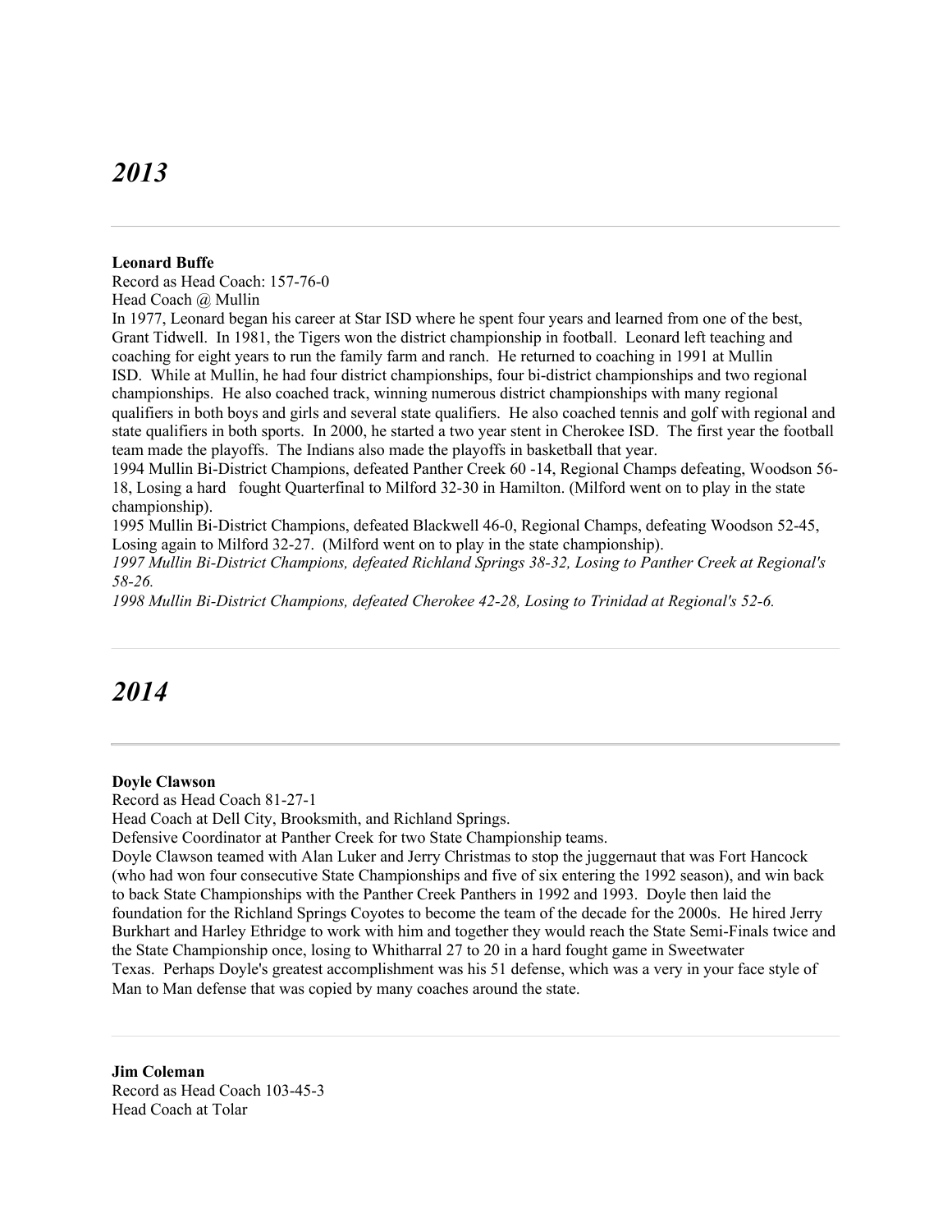# *2013*

---

**Leonard Buffe**
Record as Head Coach: 157-76-0
Head Coach @ Mullin
In 1977, Leonard began his career at Star ISD where he spent four years and learned from one of the best, Grant Tidwell.  In 1981, the Tigers won the district championship in football.  Leonard left teaching and coaching for eight years to run the family farm and ranch.  He returned to coaching in 1991 at Mullin ISD.  While at Mullin, he had four district championships, four bi-district championships and two regional championships.  He also coached track, winning numerous district championships with many regional qualifiers in both boys and girls and several state qualifiers.  He also coached tennis and golf with regional and state qualifiers in both sports.  In 2000, he started a two year stent in Cherokee ISD.  The first year the football team made the playoffs.  The Indians also made the playoffs in basketball that year.
1994 Mullin Bi-District Champions, defeated Panther Creek 60 -14, Regional Champs defeating, Woodson 56-18, Losing a hard   fought Quarterfinal to Milford 32-30 in Hamilton. (Milford went on to play in the state championship).
1995 Mullin Bi-District Champions, defeated Blackwell 46-0, Regional Champs, defeating Woodson 52-45, Losing again to Milford 32-27.  (Milford went on to play in the state championship).
*1997 Mullin Bi-District Champions, defeated Richland Springs 38-32, Losing to Panther Creek at Regional's 58-26.*
*1998 Mullin Bi-District Champions, defeated Cherokee 42-28, Losing to Trinidad at Regional's 52-6.*

---

# *2014*

---

**Doyle Clawson**
Record as Head Coach 81-27-1
Head Coach at Dell City, Brooksmith, and Richland Springs.
Defensive Coordinator at Panther Creek for two State Championship teams.
Doyle Clawson teamed with Alan Luker and Jerry Christmas to stop the juggernaut that was Fort Hancock (who had won four consecutive State Championships and five of six entering the 1992 season), and win back to back State Championships with the Panther Creek Panthers in 1992 and 1993.  Doyle then laid the foundation for the Richland Springs Coyotes to become the team of the decade for the 2000s.  He hired Jerry Burkhart and Harley Ethridge to work with him and together they would reach the State Semi-Finals twice and the State Championship once, losing to Whitharral 27 to 20 in a hard fought game in Sweetwater Texas.  Perhaps Doyle's greatest accomplishment was his 51 defense, which was a very in your face style of Man to Man defense that was copied by many coaches around the state.

---

**Jim Coleman**
Record as Head Coach 103-45-3
Head Coach at Tolar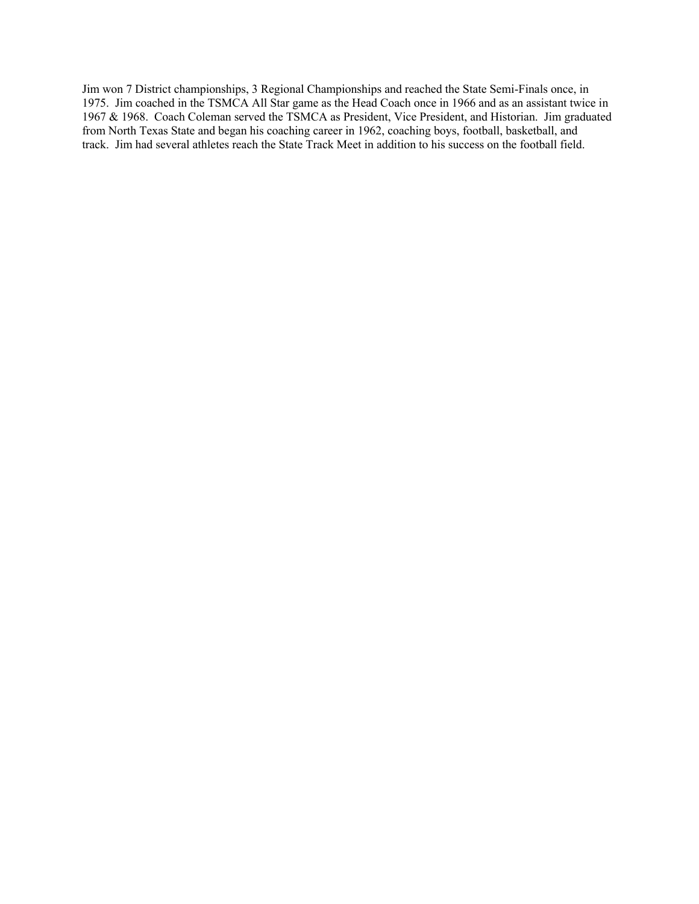Jim won 7 District championships, 3 Regional Championships and reached the State Semi-Finals once, in 1975. Jim coached in the TSMCA All Star game as the Head Coach once in 1966 and as an assistant twice in 1967 & 1968. Coach Coleman served the TSMCA as President, Vice President, and Historian. Jim graduated from North Texas State and began his coaching career in 1962, coaching boys, football, basketball, and track. Jim had several athletes reach the State Track Meet in addition to his success on the football field.